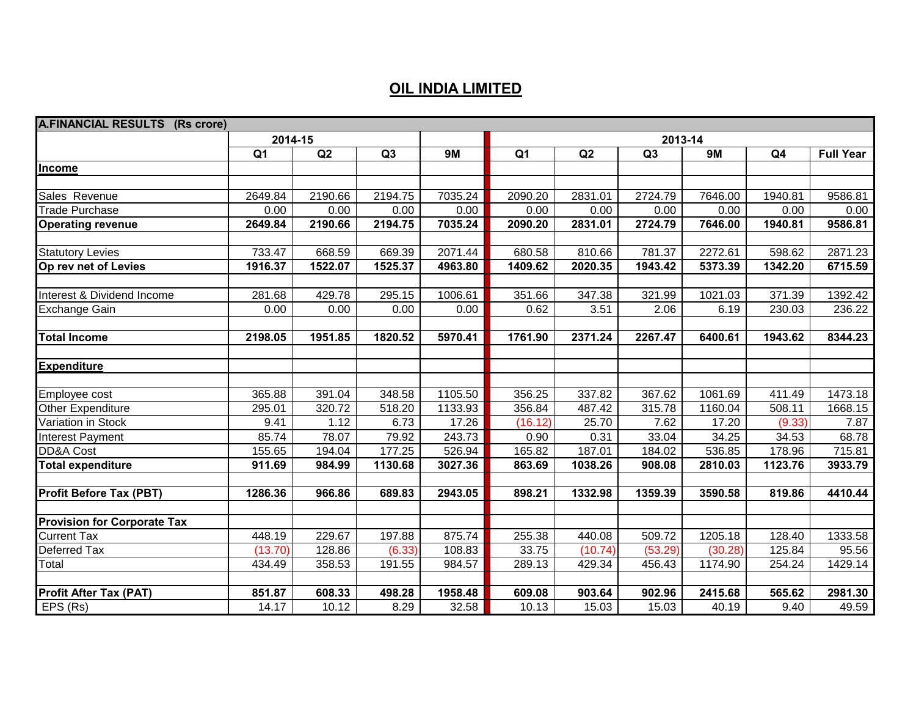# OIL INDIA LIMITED

| A.FINANCIAL RESULTS (Rs crore) | | | | | | | | | | |
|---|---|---|---|---|---|---|---|---|---|---|
| | 2014-15 | | | | 2013-14 | | | | | |
| | Q1 | Q2 | Q3 | 9M | Q1 | Q2 | Q3 | 9M | Q4 | Full Year |
| **Income** | | | | | | | | | | |
| | | | | | | | | | | |
| Sales Revenue | 2649.84 | 2190.66 | 2194.75 | 7035.24 | 2090.20 | 2831.01 | 2724.79 | 7646.00 | 1940.81 | 9586.81 |
| Trade Purchase | 0.00 | 0.00 | 0.00 | 0.00 | 0.00 | 0.00 | 0.00 | 0.00 | 0.00 | 0.00 |
| **Operating revenue** | **2649.84** | **2190.66** | **2194.75** | **7035.24** | **2090.20** | **2831.01** | **2724.79** | **7646.00** | **1940.81** | **9586.81** |
| | | | | | | | | | | |
| Statutory Levies | 733.47 | 668.59 | 669.39 | 2071.44 | 680.58 | 810.66 | 781.37 | 2272.61 | 598.62 | 2871.23 |
| **Op rev net of Levies** | **1916.37** | **1522.07** | **1525.37** | **4963.80** | **1409.62** | **2020.35** | **1943.42** | **5373.39** | **1342.20** | **6715.59** |
| | | | | | | | | | | |
| Interest & Dividend Income | 281.68 | 429.78 | 295.15 | 1006.61 | 351.66 | 347.38 | 321.99 | 1021.03 | 371.39 | 1392.42 |
| Exchange Gain | 0.00 | 0.00 | 0.00 | 0.00 | 0.62 | 3.51 | 2.06 | 6.19 | 230.03 | 236.22 |
| | | | | | | | | | | |
| **Total Income** | **2198.05** | **1951.85** | **1820.52** | **5970.41** | **1761.90** | **2371.24** | **2267.47** | **6400.61** | **1943.62** | **8344.23** |
| | | | | | | | | | | |
| **Expenditure** | | | | | | | | | | |
| | | | | | | | | | | |
| Employee cost | 365.88 | 391.04 | 348.58 | 1105.50 | 356.25 | 337.82 | 367.62 | 1061.69 | 411.49 | 1473.18 |
| Other Expenditure | 295.01 | 320.72 | 518.20 | 1133.93 | 356.84 | 487.42 | 315.78 | 1160.04 | 508.11 | 1668.15 |
| Variation in Stock | 9.41 | 1.12 | 6.73 | 17.26 | (16.12) | 25.70 | 7.62 | 17.20 | (9.33) | 7.87 |
| Interest Payment | 85.74 | 78.07 | 79.92 | 243.73 | 0.90 | 0.31 | 33.04 | 34.25 | 34.53 | 68.78 |
| DD&A Cost | 155.65 | 194.04 | 177.25 | 526.94 | 165.82 | 187.01 | 184.02 | 536.85 | 178.96 | 715.81 |
| **Total expenditure** | **911.69** | **984.99** | **1130.68** | **3027.36** | **863.69** | **1038.26** | **908.08** | **2810.03** | **1123.76** | **3933.79** |
| | | | | | | | | | | |
| **Profit Before Tax (PBT)** | **1286.36** | **966.86** | **689.83** | **2943.05** | **898.21** | **1332.98** | **1359.39** | **3590.58** | **819.86** | **4410.44** |
| | | | | | | | | | | |
| **Provision for Corporate Tax** | | | | | | | | | | |
| Current Tax | 448.19 | 229.67 | 197.88 | 875.74 | 255.38 | 440.08 | 509.72 | 1205.18 | 128.40 | 1333.58 |
| Deferred Tax | (13.70) | 128.86 | (6.33) | 108.83 | 33.75 | (10.74) | (53.29) | (30.28) | 125.84 | 95.56 |
| Total | 434.49 | 358.53 | 191.55 | 984.57 | 289.13 | 429.34 | 456.43 | 1174.90 | 254.24 | 1429.14 |
| | | | | | | | | | | |
| **Profit After Tax (PAT)** | **851.87** | **608.33** | **498.28** | **1958.48** | **609.08** | **903.64** | **902.96** | **2415.68** | **565.62** | **2981.30** |
| EPS (Rs) | 14.17 | 10.12 | 8.29 | 32.58 | 10.13 | 15.03 | 15.03 | 40.19 | 9.40 | 49.59 |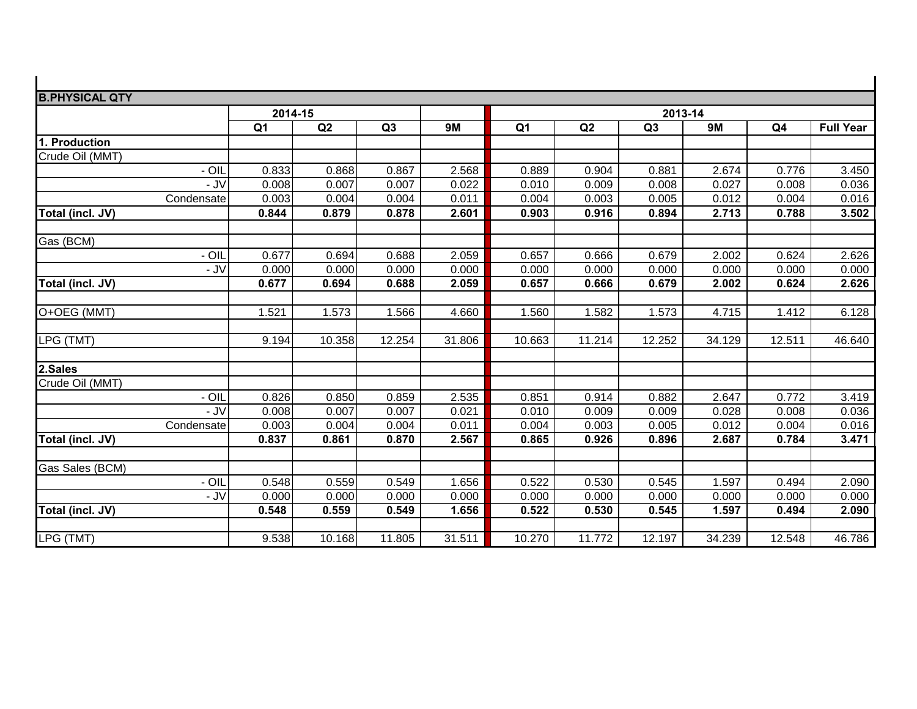| B.PHYSICAL QTY | | | | | | | | | | |
|---|---|---|---|---|---|---|---|---|---|---|
| | 2014-15 | | | | 2013-14 | | | | | |
| | Q1 | Q2 | Q3 | 9M | Q1 | Q2 | Q3 | 9M | Q4 | Full Year |
| **1. Production** | | | | | | | | | | |
| Crude Oil (MMT) | | | | | | | | | | |
| - OIL | 0.833 | 0.868 | 0.867 | 2.568 | 0.889 | 0.904 | 0.881 | 2.674 | 0.776 | 3.450 |
| - JV | 0.008 | 0.007 | 0.007 | 0.022 | 0.010 | 0.009 | 0.008 | 0.027 | 0.008 | 0.036 |
| Condensate | 0.003 | 0.004 | 0.004 | 0.011 | 0.004 | 0.003 | 0.005 | 0.012 | 0.004 | 0.016 |
| **Total (incl. JV)** | **0.844** | **0.879** | **0.878** | **2.601** | **0.903** | **0.916** | **0.894** | **2.713** | **0.788** | **3.502** |
| | | | | | | | | | | |
| Gas (BCM) | | | | | | | | | | |
| - OIL | 0.677 | 0.694 | 0.688 | 2.059 | 0.657 | 0.666 | 0.679 | 2.002 | 0.624 | 2.626 |
| - JV | 0.000 | 0.000 | 0.000 | 0.000 | 0.000 | 0.000 | 0.000 | 0.000 | 0.000 | 0.000 |
| **Total (incl. JV)** | **0.677** | **0.694** | **0.688** | **2.059** | **0.657** | **0.666** | **0.679** | **2.002** | **0.624** | **2.626** |
| | | | | | | | | | | |
| O+OEG (MMT) | 1.521 | 1.573 | 1.566 | 4.660 | 1.560 | 1.582 | 1.573 | 4.715 | 1.412 | 6.128 |
| | | | | | | | | | | |
| LPG (TMT) | 9.194 | 10.358 | 12.254 | 31.806 | 10.663 | 11.214 | 12.252 | 34.129 | 12.511 | 46.640 |
| | | | | | | | | | | |
| **2.Sales** | | | | | | | | | | |
| Crude Oil (MMT) | | | | | | | | | | |
| - OIL | 0.826 | 0.850 | 0.859 | 2.535 | 0.851 | 0.914 | 0.882 | 2.647 | 0.772 | 3.419 |
| - JV | 0.008 | 0.007 | 0.007 | 0.021 | 0.010 | 0.009 | 0.009 | 0.028 | 0.008 | 0.036 |
| Condensate | 0.003 | 0.004 | 0.004 | 0.011 | 0.004 | 0.003 | 0.005 | 0.012 | 0.004 | 0.016 |
| **Total (incl. JV)** | **0.837** | **0.861** | **0.870** | **2.567** | **0.865** | **0.926** | **0.896** | **2.687** | **0.784** | **3.471** |
| | | | | | | | | | | |
| Gas Sales (BCM) | | | | | | | | | | |
| - OIL | 0.548 | 0.559 | 0.549 | 1.656 | 0.522 | 0.530 | 0.545 | 1.597 | 0.494 | 2.090 |
| - JV | 0.000 | 0.000 | 0.000 | 0.000 | 0.000 | 0.000 | 0.000 | 0.000 | 0.000 | 0.000 |
| **Total (incl. JV)** | **0.548** | **0.559** | **0.549** | **1.656** | **0.522** | **0.530** | **0.545** | **1.597** | **0.494** | **2.090** |
| | | | | | | | | | | |
| LPG (TMT) | 9.538 | 10.168 | 11.805 | 31.511 | 10.270 | 11.772 | 12.197 | 34.239 | 12.548 | 46.786 |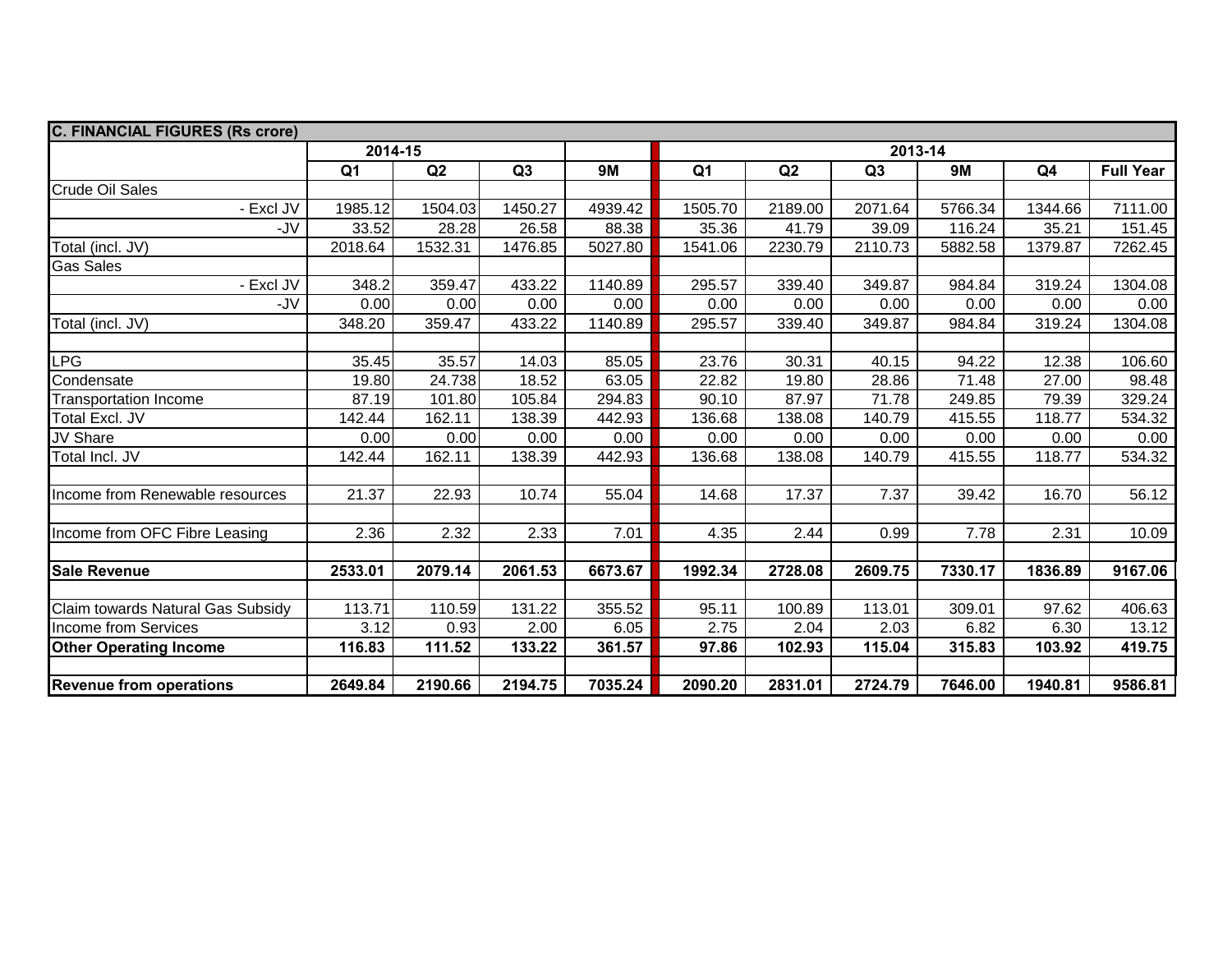| C. FINANCIAL FIGURES (Rs crore) | | | | | | | | | | |
|---|---|---|---|---|---|---|---|---|---|---|
| | 2014-15 | | | | 2013-14 | | | | | |
| | Q1 | Q2 | Q3 | 9M | Q1 | Q2 | Q3 | 9M | Q4 | Full Year |
| Crude Oil Sales | | | | | | | | | | |
| - Excl JV | 1985.12 | 1504.03 | 1450.27 | 4939.42 | 1505.70 | 2189.00 | 2071.64 | 5766.34 | 1344.66 | 7111.00 |
| -JV | 33.52 | 28.28 | 26.58 | 88.38 | 35.36 | 41.79 | 39.09 | 116.24 | 35.21 | 151.45 |
| Total (incl. JV) | 2018.64 | 1532.31 | 1476.85 | 5027.80 | 1541.06 | 2230.79 | 2110.73 | 5882.58 | 1379.87 | 7262.45 |
| Gas Sales | | | | | | | | | | |
| - Excl JV | 348.2 | 359.47 | 433.22 | 1140.89 | 295.57 | 339.40 | 349.87 | 984.84 | 319.24 | 1304.08 |
| -JV | 0.00 | 0.00 | 0.00 | 0.00 | 0.00 | 0.00 | 0.00 | 0.00 | 0.00 | 0.00 |
| Total (incl. JV) | 348.20 | 359.47 | 433.22 | 1140.89 | 295.57 | 339.40 | 349.87 | 984.84 | 319.24 | 1304.08 |
| | | | | | | | | | | |
| LPG | 35.45 | 35.57 | 14.03 | 85.05 | 23.76 | 30.31 | 40.15 | 94.22 | 12.38 | 106.60 |
| Condensate | 19.80 | 24.738 | 18.52 | 63.05 | 22.82 | 19.80 | 28.86 | 71.48 | 27.00 | 98.48 |
| Transportation Income | 87.19 | 101.80 | 105.84 | 294.83 | 90.10 | 87.97 | 71.78 | 249.85 | 79.39 | 329.24 |
| Total Excl. JV | 142.44 | 162.11 | 138.39 | 442.93 | 136.68 | 138.08 | 140.79 | 415.55 | 118.77 | 534.32 |
| JV Share | 0.00 | 0.00 | 0.00 | 0.00 | 0.00 | 0.00 | 0.00 | 0.00 | 0.00 | 0.00 |
| Total Incl. JV | 142.44 | 162.11 | 138.39 | 442.93 | 136.68 | 138.08 | 140.79 | 415.55 | 118.77 | 534.32 |
| | | | | | | | | | | |
| Income from Renewable resources | 21.37 | 22.93 | 10.74 | 55.04 | 14.68 | 17.37 | 7.37 | 39.42 | 16.70 | 56.12 |
| | | | | | | | | | | |
| Income from OFC Fibre Leasing | 2.36 | 2.32 | 2.33 | 7.01 | 4.35 | 2.44 | 0.99 | 7.78 | 2.31 | 10.09 |
| | | | | | | | | | | |
| **Sale Revenue** | **2533.01** | **2079.14** | **2061.53** | **6673.67** | **1992.34** | **2728.08** | **2609.75** | **7330.17** | **1836.89** | **9167.06** |
| | | | | | | | | | | |
| Claim towards Natural Gas Subsidy | 113.71 | 110.59 | 131.22 | 355.52 | 95.11 | 100.89 | 113.01 | 309.01 | 97.62 | 406.63 |
| Income from Services | 3.12 | 0.93 | 2.00 | 6.05 | 2.75 | 2.04 | 2.03 | 6.82 | 6.30 | 13.12 |
| **Other Operating Income** | **116.83** | **111.52** | **133.22** | **361.57** | **97.86** | **102.93** | **115.04** | **315.83** | **103.92** | **419.75** |
| | | | | | | | | | | |
| **Revenue from operations** | **2649.84** | **2190.66** | **2194.75** | **7035.24** | **2090.20** | **2831.01** | **2724.79** | **7646.00** | **1940.81** | **9586.81** |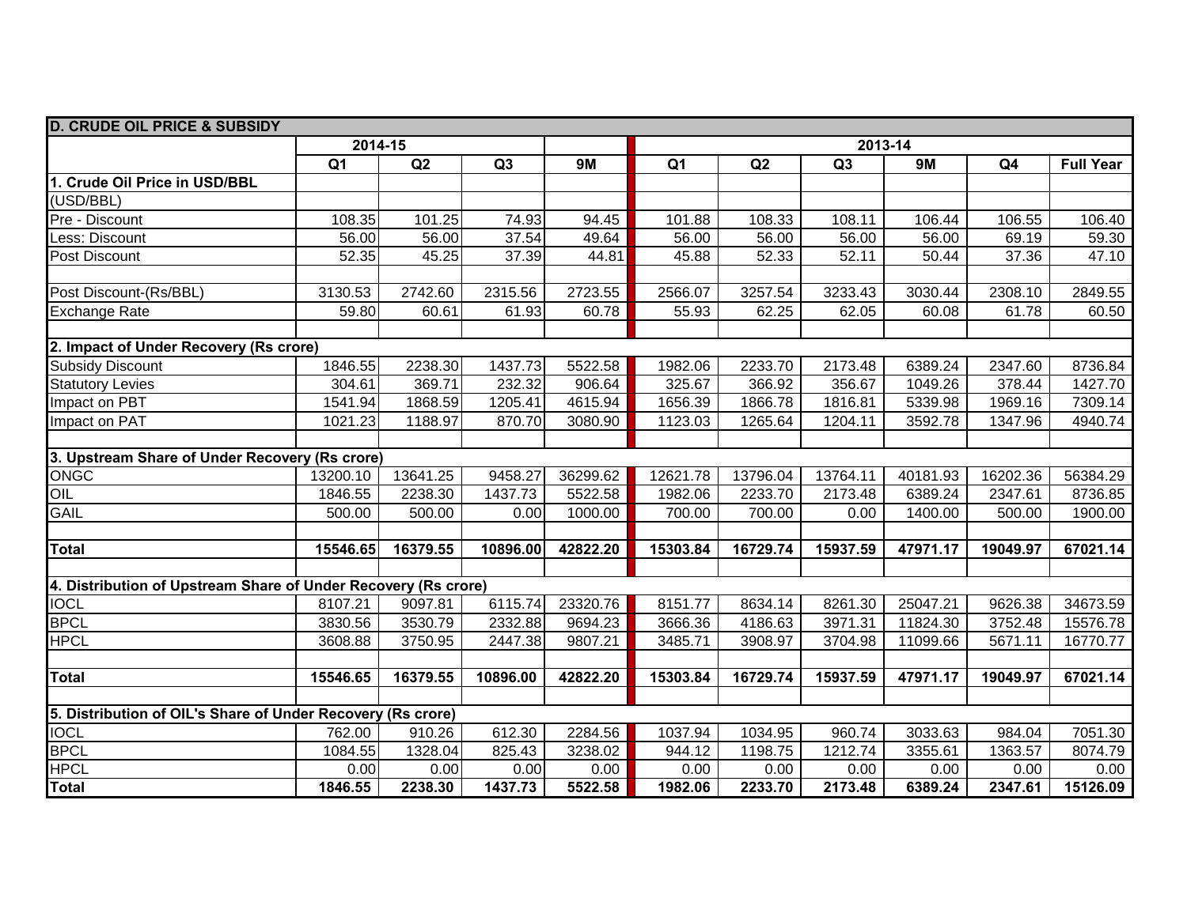| D. CRUDE OIL PRICE & SUBSIDY | | | | | | | | | | |
|---|---|---|---|---|---|---|---|---|---|---|
| | 2014-15 | | | | 2013-14 | | | | | |
| | Q1 | Q2 | Q3 | 9M | Q1 | Q2 | Q3 | 9M | Q4 | Full Year |
| **1. Crude Oil Price in USD/BBL** | | | | | | | | | | |
| (USD/BBL) | | | | | | | | | | |
| Pre - Discount | 108.35 | 101.25 | 74.93 | 94.45 | 101.88 | 108.33 | 108.11 | 106.44 | 106.55 | 106.40 |
| Less: Discount | 56.00 | 56.00 | 37.54 | 49.64 | 56.00 | 56.00 | 56.00 | 56.00 | 69.19 | 59.30 |
| Post Discount | 52.35 | 45.25 | 37.39 | 44.81 | 45.88 | 52.33 | 52.11 | 50.44 | 37.36 | 47.10 |
| | | | | | | | | | | |
| Post Discount-(Rs/BBL) | 3130.53 | 2742.60 | 2315.56 | 2723.55 | 2566.07 | 3257.54 | 3233.43 | 3030.44 | 2308.10 | 2849.55 |
| Exchange Rate | 59.80 | 60.61 | 61.93 | 60.78 | 55.93 | 62.25 | 62.05 | 60.08 | 61.78 | 60.50 |
| | | | | | | | | | | |
| **2. Impact of Under Recovery (Rs crore)** | | | | | | | | | | |
| Subsidy Discount | 1846.55 | 2238.30 | 1437.73 | 5522.58 | 1982.06 | 2233.70 | 2173.48 | 6389.24 | 2347.60 | 8736.84 |
| Statutory Levies | 304.61 | 369.71 | 232.32 | 906.64 | 325.67 | 366.92 | 356.67 | 1049.26 | 378.44 | 1427.70 |
| Impact on PBT | 1541.94 | 1868.59 | 1205.41 | 4615.94 | 1656.39 | 1866.78 | 1816.81 | 5339.98 | 1969.16 | 7309.14 |
| Impact on PAT | 1021.23 | 1188.97 | 870.70 | 3080.90 | 1123.03 | 1265.64 | 1204.11 | 3592.78 | 1347.96 | 4940.74 |
| | | | | | | | | | | |
| **3. Upstream Share of Under Recovery (Rs crore)** | | | | | | | | | | |
| ONGC | 13200.10 | 13641.25 | 9458.27 | 36299.62 | 12621.78 | 13796.04 | 13764.11 | 40181.93 | 16202.36 | 56384.29 |
| OIL | 1846.55 | 2238.30 | 1437.73 | 5522.58 | 1982.06 | 2233.70 | 2173.48 | 6389.24 | 2347.61 | 8736.85 |
| GAIL | 500.00 | 500.00 | 0.00 | 1000.00 | 700.00 | 700.00 | 0.00 | 1400.00 | 500.00 | 1900.00 |
| | | | | | | | | | | |
| **Total** | **15546.65** | **16379.55** | **10896.00** | **42822.20** | **15303.84** | **16729.74** | **15937.59** | **47971.17** | **19049.97** | **67021.14** |
| | | | | | | | | | | |
| **4. Distribution of Upstream Share of Under Recovery (Rs crore)** | | | | | | | | | | |
| IOCL | 8107.21 | 9097.81 | 6115.74 | 23320.76 | 8151.77 | 8634.14 | 8261.30 | 25047.21 | 9626.38 | 34673.59 |
| BPCL | 3830.56 | 3530.79 | 2332.88 | 9694.23 | 3666.36 | 4186.63 | 3971.31 | 11824.30 | 3752.48 | 15576.78 |
| HPCL | 3608.88 | 3750.95 | 2447.38 | 9807.21 | 3485.71 | 3908.97 | 3704.98 | 11099.66 | 5671.11 | 16770.77 |
| | | | | | | | | | | |
| **Total** | **15546.65** | **16379.55** | **10896.00** | **42822.20** | **15303.84** | **16729.74** | **15937.59** | **47971.17** | **19049.97** | **67021.14** |
| | | | | | | | | | | |
| **5. Distribution of OIL's Share of Under Recovery (Rs crore)** | | | | | | | | | | |
| IOCL | 762.00 | 910.26 | 612.30 | 2284.56 | 1037.94 | 1034.95 | 960.74 | 3033.63 | 984.04 | 7051.30 |
| BPCL | 1084.55 | 1328.04 | 825.43 | 3238.02 | 944.12 | 1198.75 | 1212.74 | 3355.61 | 1363.57 | 8074.79 |
| HPCL | 0.00 | 0.00 | 0.00 | 0.00 | 0.00 | 0.00 | 0.00 | 0.00 | 0.00 | 0.00 |
| **Total** | **1846.55** | **2238.30** | **1437.73** | **5522.58** | **1982.06** | **2233.70** | **2173.48** | **6389.24** | **2347.61** | **15126.09** |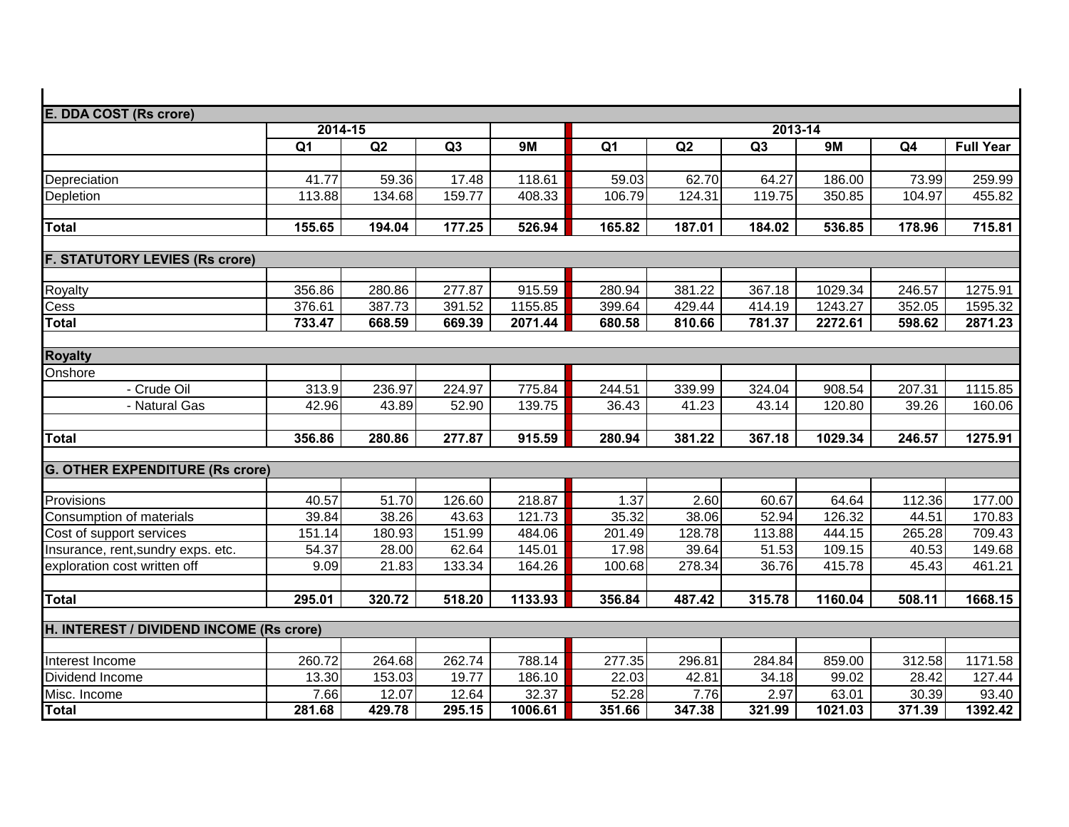| E. DDA COST (Rs crore) | | | | | | | | | | |
|---|---|---|---|---|---|---|---|---|---|---|
| | 2014-15 | | | | 2013-14 | | | | | |
| | Q1 | Q2 | Q3 | 9M | Q1 | Q2 | Q3 | 9M | Q4 | Full Year |
| Depreciation | 41.77 | 59.36 | 17.48 | 118.61 | 59.03 | 62.70 | 64.27 | 186.00 | 73.99 | 259.99 |
| Depletion | 113.88 | 134.68 | 159.77 | 408.33 | 106.79 | 124.31 | 119.75 | 350.85 | 104.97 | 455.82 |
| **Total** | **155.65** | **194.04** | **177.25** | **526.94** | **165.82** | **187.01** | **184.02** | **536.85** | **178.96** | **715.81** |
| **F. STATUTORY LEVIES (Rs crore)** | | | | | | | | | | |
| Royalty | 356.86 | 280.86 | 277.87 | 915.59 | 280.94 | 381.22 | 367.18 | 1029.34 | 246.57 | 1275.91 |
| Cess | 376.61 | 387.73 | 391.52 | 1155.85 | 399.64 | 429.44 | 414.19 | 1243.27 | 352.05 | 1595.32 |
| **Total** | **733.47** | **668.59** | **669.39** | **2071.44** | **680.58** | **810.66** | **781.37** | **2272.61** | **598.62** | **2871.23** |
| **Royalty** | | | | | | | | | | |
| Onshore | | | | | | | | | | |
| - Crude Oil | 313.9 | 236.97 | 224.97 | 775.84 | 244.51 | 339.99 | 324.04 | 908.54 | 207.31 | 1115.85 |
| - Natural Gas | 42.96 | 43.89 | 52.90 | 139.75 | 36.43 | 41.23 | 43.14 | 120.80 | 39.26 | 160.06 |
| **Total** | **356.86** | **280.86** | **277.87** | **915.59** | **280.94** | **381.22** | **367.18** | **1029.34** | **246.57** | **1275.91** |
| **G. OTHER EXPENDITURE (Rs crore)** | | | | | | | | | | |
| Provisions | 40.57 | 51.70 | 126.60 | 218.87 | 1.37 | 2.60 | 60.67 | 64.64 | 112.36 | 177.00 |
| Consumption of materials | 39.84 | 38.26 | 43.63 | 121.73 | 35.32 | 38.06 | 52.94 | 126.32 | 44.51 | 170.83 |
| Cost of support services | 151.14 | 180.93 | 151.99 | 484.06 | 201.49 | 128.78 | 113.88 | 444.15 | 265.28 | 709.43 |
| Insurance, rent,sundry exps. etc. | 54.37 | 28.00 | 62.64 | 145.01 | 17.98 | 39.64 | 51.53 | 109.15 | 40.53 | 149.68 |
| exploration cost written off | 9.09 | 21.83 | 133.34 | 164.26 | 100.68 | 278.34 | 36.76 | 415.78 | 45.43 | 461.21 |
| **Total** | **295.01** | **320.72** | **518.20** | **1133.93** | **356.84** | **487.42** | **315.78** | **1160.04** | **508.11** | **1668.15** |
| **H. INTEREST / DIVIDEND INCOME (Rs crore)** | | | | | | | | | | |
| Interest Income | 260.72 | 264.68 | 262.74 | 788.14 | 277.35 | 296.81 | 284.84 | 859.00 | 312.58 | 1171.58 |
| Dividend Income | 13.30 | 153.03 | 19.77 | 186.10 | 22.03 | 42.81 | 34.18 | 99.02 | 28.42 | 127.44 |
| Misc. Income | 7.66 | 12.07 | 12.64 | 32.37 | 52.28 | 7.76 | 2.97 | 63.01 | 30.39 | 93.40 |
| **Total** | **281.68** | **429.78** | **295.15** | **1006.61** | **351.66** | **347.38** | **321.99** | **1021.03** | **371.39** | **1392.42** |